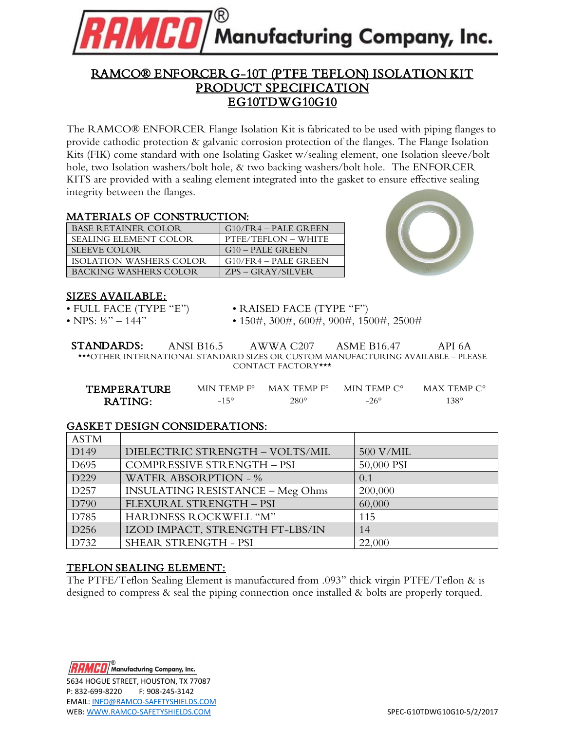# RAMCO® Manufacturing Company, Inc.

## RAMCO® ENFORCER G-10T (PTFE TEFLON) ISOLATION KIT PRODUCT SPECIFICATION EG10TDWG10G10

The RAMCO® ENFORCER Flange Isolation Kit is fabricated to be used with piping flanges to provide cathodic protection & galvanic corrosion protection of the flanges. The Flange Isolation Kits (FIK) come standard with one Isolating Gasket w/sealing element, one Isolation sleeve/bolt hole, two Isolation washers/bolt hole, & two backing washers/bolt hole. The ENFORCER KITS are provided with a sealing element integrated into the gasket to ensure effective sealing integrity between the flanges.

### MATERIALS OF CONSTRUCTION:

| | |
|---|---|
| BASE RETAINER COLOR | G10/FR4 – PALE GREEN |
| SEALING ELEMENT COLOR | PTFE/TEFLON – WHITE |
| SLEEVE COLOR | G10 – PALE GREEN |
| ISOLATION WASHERS COLOR | G10/FR4 – PALE GREEN |
| BACKING WASHERS COLOR | ZPS – GRAY/SILVER |

### SIZES AVAILABLE:

- FULL FACE (TYPE "E")
- NPS: ½" – 144"
- RAISED FACE (TYPE "F")
- 150#, 300#, 600#, 900#, 1500#, 2500#

**STANDARDS:** ANSI B16.5 AWWA C207 ASME B16.47 API 6A

\*\*\*OTHER INTERNATIONAL STANDARD SIZES OR CUSTOM MANUFACTURING AVAILABLE – PLEASE CONTACT FACTORY\*\*\*

| TEMPERATURE RATING: | MIN TEMP F° | MAX TEMP F° | MIN TEMP C° | MAX TEMP C° |
|---|---|---|---|---|
| | -15° | 280° | -26° | 138° |

### GASKET DESIGN CONSIDERATIONS:

| ASTM | | |
|---|---|---|
| D149 | DIELECTRIC STRENGTH – VOLTS/MIL | 500 V/MIL |
| D695 | COMPRESSIVE STRENGTH – PSI | 50,000 PSI |
| D229 | WATER ABSORPTION - % | 0.1 |
| D257 | INSULATING RESISTANCE – Meg Ohms | 200,000 |
| D790 | FLEXURAL STRENGTH – PSI | 60,000 |
| D785 | HARDNESS ROCKWELL "M" | 115 |
| D256 | IZOD IMPACT, STRENGTH FT-LBS/IN | 14 |
| D732 | SHEAR STRENGTH - PSI | 22,000 |

### TEFLON SEALING ELEMENT:

The PTFE/Teflon Sealing Element is manufactured from .093" thick virgin PTFE/Teflon & is designed to compress & seal the piping connection once installed & bolts are properly torqued.

RAMCO® Manufacturing Company, Inc.
5634 HOGUE STREET, HOUSTON, TX 77087
P: 832-699-8220 F: 908-245-3142
EMAIL: INFO@RAMCO-SAFETYSHIELDS.COM
WEB: WWW.RAMCO-SAFETYSHIELDS.COM

SPEC-G10TDWG10G10-5/2/2017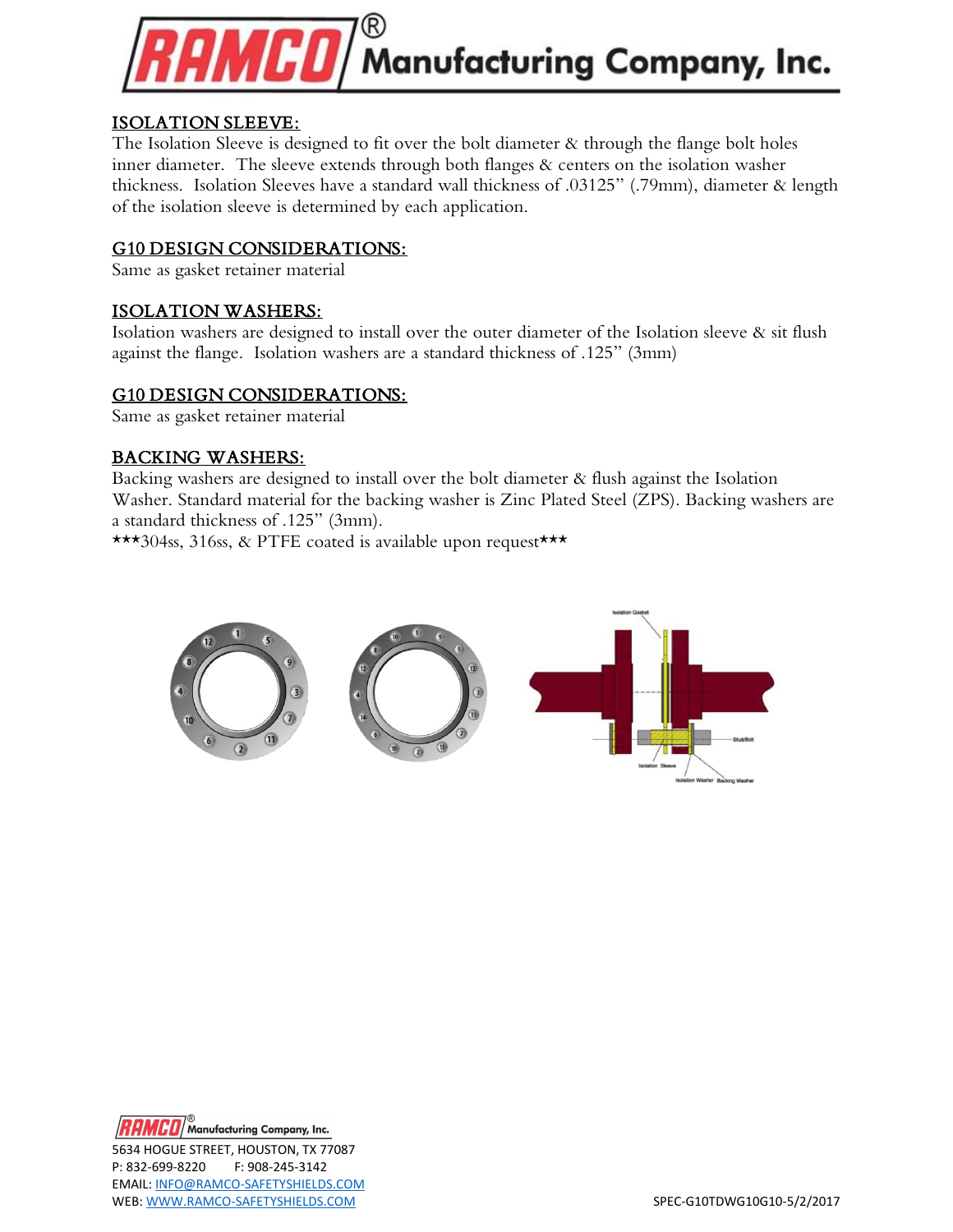## ISOLATION SLEEVE:

The Isolation Sleeve is designed to fit over the bolt diameter & through the flange bolt holes inner diameter. The sleeve extends through both flanges & centers on the isolation washer thickness. Isolation Sleeves have a standard wall thickness of .03125" (.79mm), diameter & length of the isolation sleeve is determined by each application.

## G10 DESIGN CONSIDERATIONS:

Same as gasket retainer material

## ISOLATION WASHERS:

Isolation washers are designed to install over the outer diameter of the Isolation sleeve & sit flush against the flange. Isolation washers are a standard thickness of .125" (3mm)

## G10 DESIGN CONSIDERATIONS:

Same as gasket retainer material

## BACKING WASHERS:

Backing washers are designed to install over the bolt diameter & flush against the Isolation Washer. Standard material for the backing washer is Zinc Plated Steel (ZPS). Backing washers are a standard thickness of .125" (3mm).

***304ss, 316ss, & PTFE coated is available upon request***

Isolation Gasket
Stud/Bolt
Isolation Sleeve
Isolation Washer
Backing Washer

RAMCO Manufacturing Company, Inc.
5634 HOGUE STREET, HOUSTON, TX 77087
P: 832-699-8220 F: 908-245-3142
EMAIL: INFO@RAMCO-SAFETYSHIELDS.COM
WEB: WWW.RAMCO-SAFETYSHIELDS.COM

SPEC-G10TDWG10G10-5/2/2017